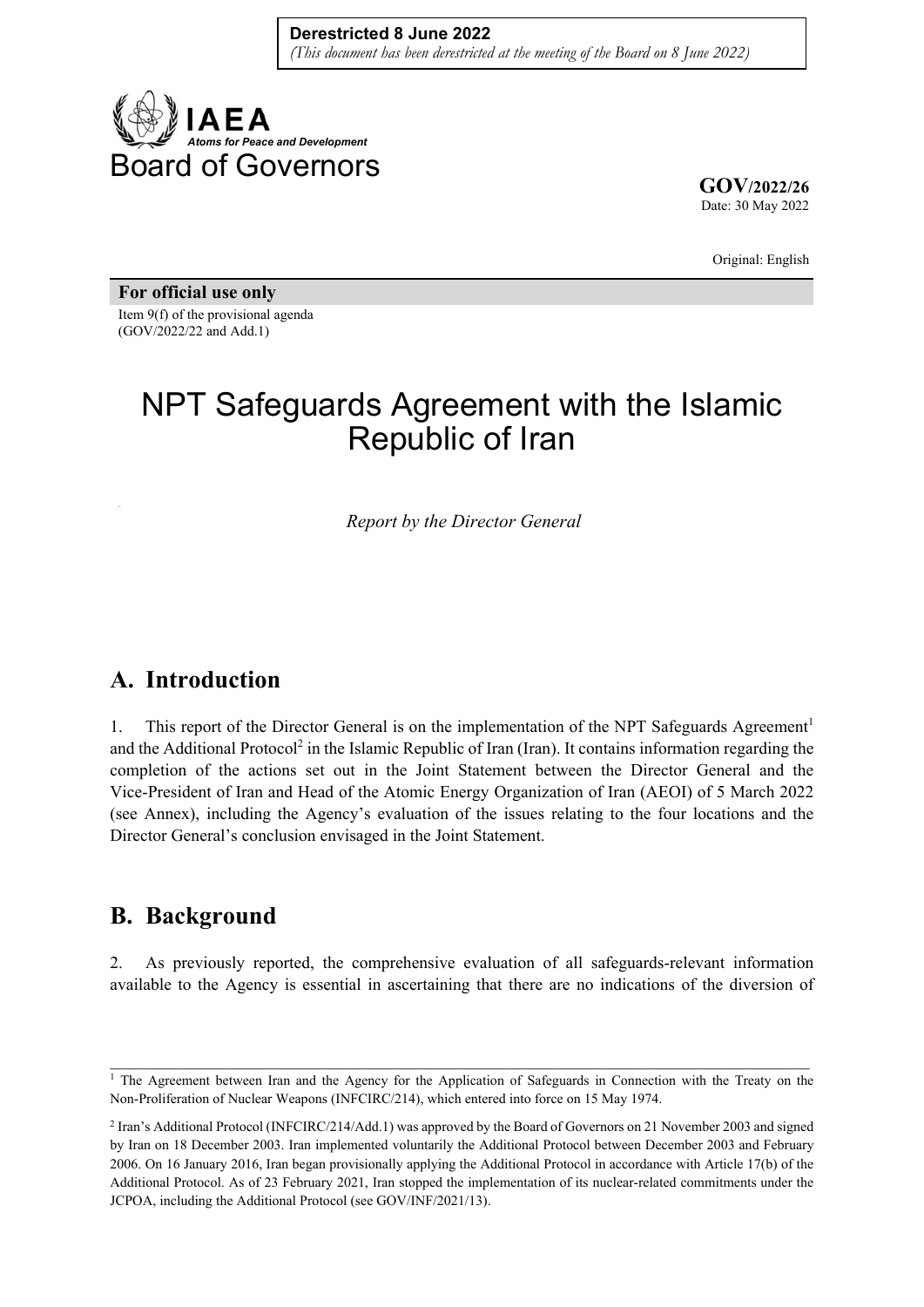**Derestricted 8 June 2022**
*(This document has been derestricted at the meeting of the Board on 8 June 2022)*

**IAEA**
*Atoms for Peace and Development*

Board of Governors

**GOV/2022/26**
Date: 30 May 2022

Original: English

**For official use only**

Item 9(f) of the provisional agenda
(GOV/2022/22 and Add.1)

# NPT Safeguards Agreement with the Islamic Republic of Iran

*Report by the Director General*

## A. Introduction

1. This report of the Director General is on the implementation of the NPT Safeguards Agreement[1] and the Additional Protocol[2] in the Islamic Republic of Iran (Iran). It contains information regarding the completion of the actions set out in the Joint Statement between the Director General and the Vice-President of Iran and Head of the Atomic Energy Organization of Iran (AEOI) of 5 March 2022 (see Annex), including the Agency's evaluation of the issues relating to the four locations and the Director General's conclusion envisaged in the Joint Statement.

## B. Background

2. As previously reported, the comprehensive evaluation of all safeguards-relevant information available to the Agency is essential in ascertaining that there are no indications of the diversion of

---

[1] The Agreement between Iran and the Agency for the Application of Safeguards in Connection with the Treaty on the Non-Proliferation of Nuclear Weapons (INFCIRC/214), which entered into force on 15 May 1974.

[2] Iran's Additional Protocol (INFCIRC/214/Add.1) was approved by the Board of Governors on 21 November 2003 and signed by Iran on 18 December 2003. Iran implemented voluntarily the Additional Protocol between December 2003 and February 2006. On 16 January 2016, Iran began provisionally applying the Additional Protocol in accordance with Article 17(b) of the Additional Protocol. As of 23 February 2021, Iran stopped the implementation of its nuclear-related commitments under the JCPOA, including the Additional Protocol (see GOV/INF/2021/13).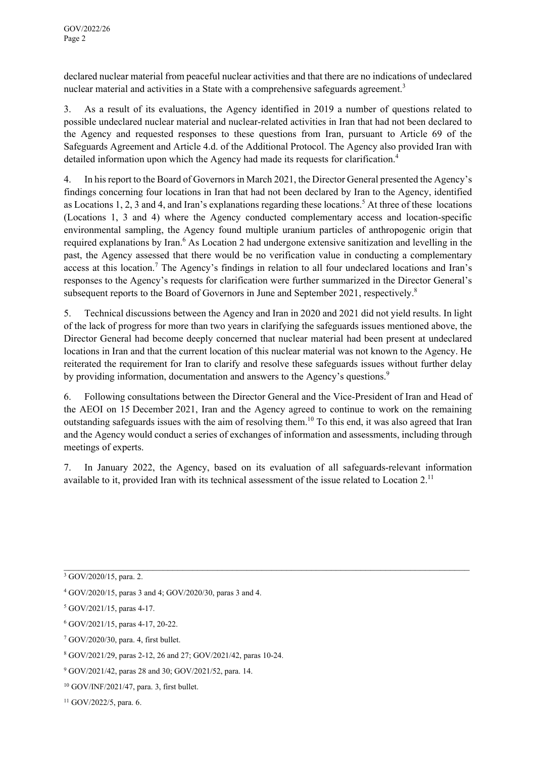declared nuclear material from peaceful nuclear activities and that there are no indications of undeclared nuclear material and activities in a State with a comprehensive safeguards agreement.[3]

3. As a result of its evaluations, the Agency identified in 2019 a number of questions related to possible undeclared nuclear material and nuclear-related activities in Iran that had not been declared to the Agency and requested responses to these questions from Iran, pursuant to Article 69 of the Safeguards Agreement and Article 4.d. of the Additional Protocol. The Agency also provided Iran with detailed information upon which the Agency had made its requests for clarification.[4]

4. In his report to the Board of Governors in March 2021, the Director General presented the Agency's findings concerning four locations in Iran that had not been declared by Iran to the Agency, identified as Locations 1, 2, 3 and 4, and Iran's explanations regarding these locations.[5] At three of these locations (Locations 1, 3 and 4) where the Agency conducted complementary access and location-specific environmental sampling, the Agency found multiple uranium particles of anthropogenic origin that required explanations by Iran.[6] As Location 2 had undergone extensive sanitization and levelling in the past, the Agency assessed that there would be no verification value in conducting a complementary access at this location.[7] The Agency's findings in relation to all four undeclared locations and Iran's responses to the Agency's requests for clarification were further summarized in the Director General's subsequent reports to the Board of Governors in June and September 2021, respectively.[8]

5. Technical discussions between the Agency and Iran in 2020 and 2021 did not yield results. In light of the lack of progress for more than two years in clarifying the safeguards issues mentioned above, the Director General had become deeply concerned that nuclear material had been present at undeclared locations in Iran and that the current location of this nuclear material was not known to the Agency. He reiterated the requirement for Iran to clarify and resolve these safeguards issues without further delay by providing information, documentation and answers to the Agency's questions.[9]

6. Following consultations between the Director General and the Vice-President of Iran and Head of the AEOI on 15 December 2021, Iran and the Agency agreed to continue to work on the remaining outstanding safeguards issues with the aim of resolving them.[10] To this end, it was also agreed that Iran and the Agency would conduct a series of exchanges of information and assessments, including through meetings of experts.

7. In January 2022, the Agency, based on its evaluation of all safeguards-relevant information available to it, provided Iran with its technical assessment of the issue related to Location 2.[11]

---

[3] GOV/2020/15, para. 2.

[4] GOV/2020/15, paras 3 and 4; GOV/2020/30, paras 3 and 4.

[5] GOV/2021/15, paras 4-17.

[6] GOV/2021/15, paras 4-17, 20-22.

[7] GOV/2020/30, para. 4, first bullet.

[8] GOV/2021/29, paras 2-12, 26 and 27; GOV/2021/42, paras 10-24.

[9] GOV/2021/42, paras 28 and 30; GOV/2021/52, para. 14.

[10] GOV/INF/2021/47, para. 3, first bullet.

[11] GOV/2022/5, para. 6.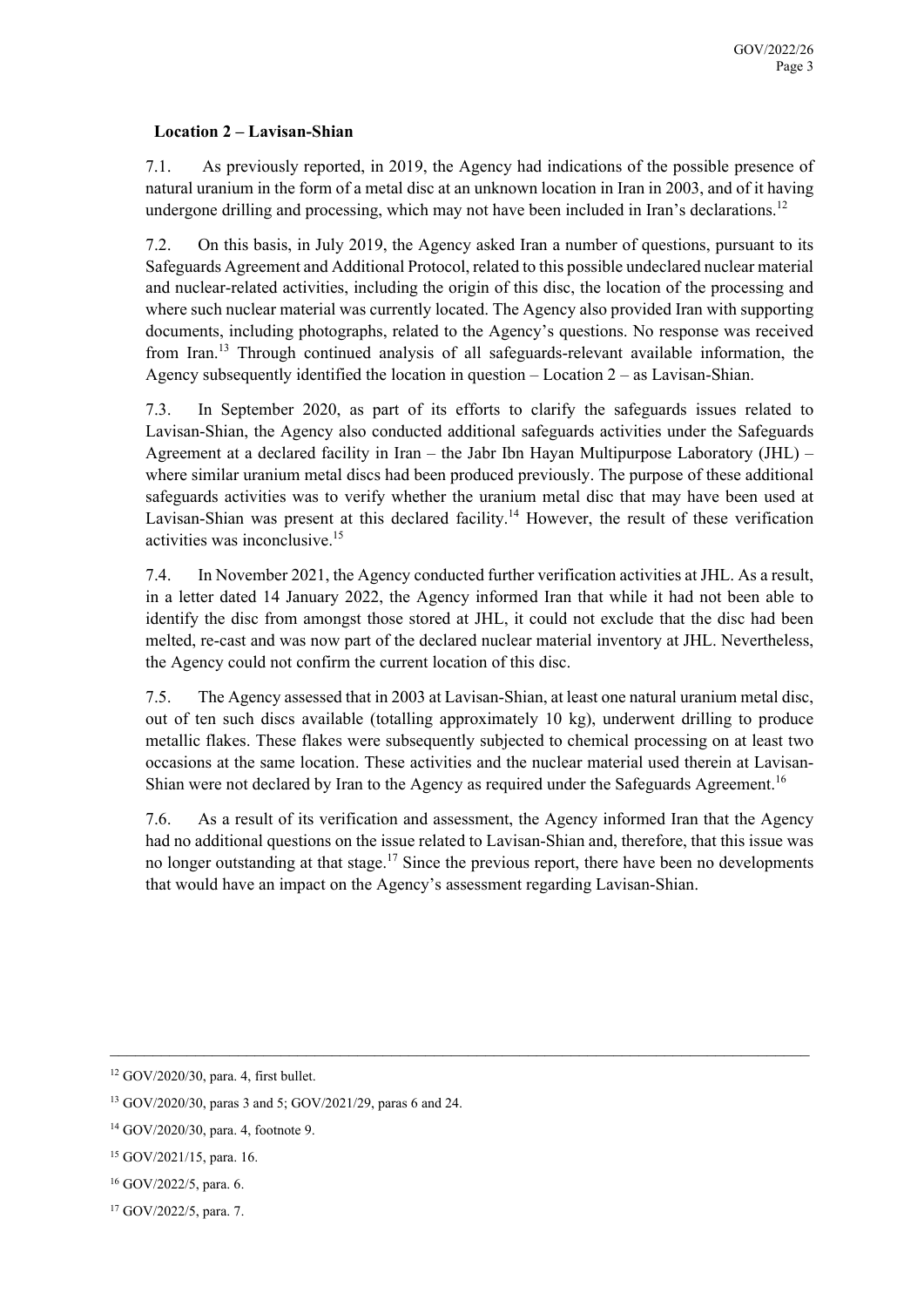**Location 2 – Lavisan-Shian**

7.1. As previously reported, in 2019, the Agency had indications of the possible presence of natural uranium in the form of a metal disc at an unknown location in Iran in 2003, and of it having undergone drilling and processing, which may not have been included in Iran's declarations.[12]

7.2. On this basis, in July 2019, the Agency asked Iran a number of questions, pursuant to its Safeguards Agreement and Additional Protocol, related to this possible undeclared nuclear material and nuclear-related activities, including the origin of this disc, the location of the processing and where such nuclear material was currently located. The Agency also provided Iran with supporting documents, including photographs, related to the Agency's questions. No response was received from Iran.[13] Through continued analysis of all safeguards-relevant available information, the Agency subsequently identified the location in question – Location 2 – as Lavisan-Shian.

7.3. In September 2020, as part of its efforts to clarify the safeguards issues related to Lavisan-Shian, the Agency also conducted additional safeguards activities under the Safeguards Agreement at a declared facility in Iran – the Jabr Ibn Hayan Multipurpose Laboratory (JHL) – where similar uranium metal discs had been produced previously. The purpose of these additional safeguards activities was to verify whether the uranium metal disc that may have been used at Lavisan-Shian was present at this declared facility.[14] However, the result of these verification activities was inconclusive.[15]

7.4. In November 2021, the Agency conducted further verification activities at JHL. As a result, in a letter dated 14 January 2022, the Agency informed Iran that while it had not been able to identify the disc from amongst those stored at JHL, it could not exclude that the disc had been melted, re-cast and was now part of the declared nuclear material inventory at JHL. Nevertheless, the Agency could not confirm the current location of this disc.

7.5. The Agency assessed that in 2003 at Lavisan-Shian, at least one natural uranium metal disc, out of ten such discs available (totalling approximately 10 kg), underwent drilling to produce metallic flakes. These flakes were subsequently subjected to chemical processing on at least two occasions at the same location. These activities and the nuclear material used therein at Lavisan-Shian were not declared by Iran to the Agency as required under the Safeguards Agreement.[16]

7.6. As a result of its verification and assessment, the Agency informed Iran that the Agency had no additional questions on the issue related to Lavisan-Shian and, therefore, that this issue was no longer outstanding at that stage.[17] Since the previous report, there have been no developments that would have an impact on the Agency's assessment regarding Lavisan-Shian.

---

[12] GOV/2020/30, para. 4, first bullet.

[13] GOV/2020/30, paras 3 and 5; GOV/2021/29, paras 6 and 24.

[14] GOV/2020/30, para. 4, footnote 9.

[15] GOV/2021/15, para. 16.

[16] GOV/2022/5, para. 6.

[17] GOV/2022/5, para. 7.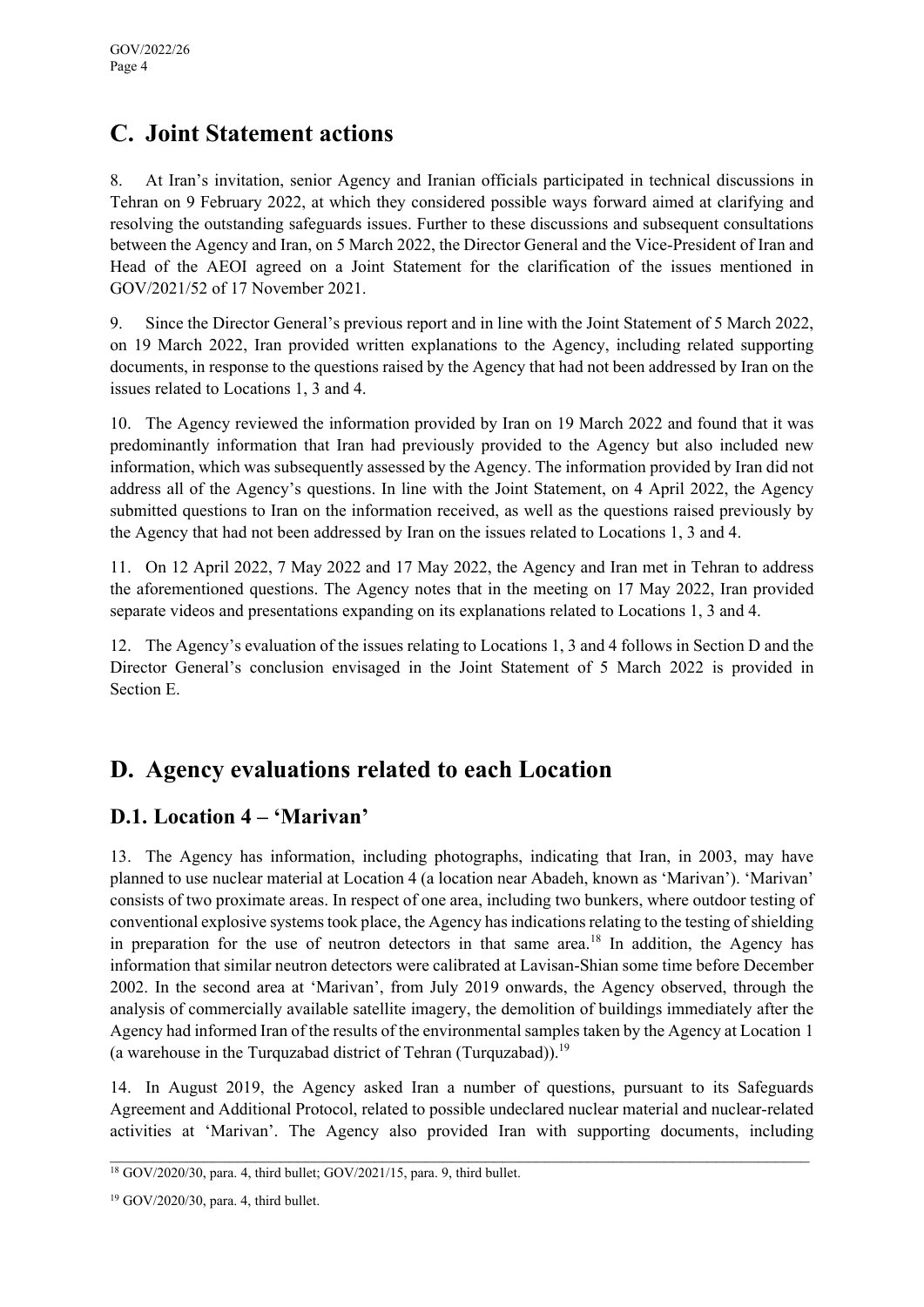## C. Joint Statement actions

8. At Iran's invitation, senior Agency and Iranian officials participated in technical discussions in Tehran on 9 February 2022, at which they considered possible ways forward aimed at clarifying and resolving the outstanding safeguards issues. Further to these discussions and subsequent consultations between the Agency and Iran, on 5 March 2022, the Director General and the Vice-President of Iran and Head of the AEOI agreed on a Joint Statement for the clarification of the issues mentioned in GOV/2021/52 of 17 November 2021.

9. Since the Director General's previous report and in line with the Joint Statement of 5 March 2022, on 19 March 2022, Iran provided written explanations to the Agency, including related supporting documents, in response to the questions raised by the Agency that had not been addressed by Iran on the issues related to Locations 1, 3 and 4.

10. The Agency reviewed the information provided by Iran on 19 March 2022 and found that it was predominantly information that Iran had previously provided to the Agency but also included new information, which was subsequently assessed by the Agency. The information provided by Iran did not address all of the Agency's questions. In line with the Joint Statement, on 4 April 2022, the Agency submitted questions to Iran on the information received, as well as the questions raised previously by the Agency that had not been addressed by Iran on the issues related to Locations 1, 3 and 4.

11. On 12 April 2022, 7 May 2022 and 17 May 2022, the Agency and Iran met in Tehran to address the aforementioned questions. The Agency notes that in the meeting on 17 May 2022, Iran provided separate videos and presentations expanding on its explanations related to Locations 1, 3 and 4.

12. The Agency's evaluation of the issues relating to Locations 1, 3 and 4 follows in Section D and the Director General's conclusion envisaged in the Joint Statement of 5 March 2022 is provided in Section E.

## D. Agency evaluations related to each Location

### D.1. Location 4 – 'Marivan'

13. The Agency has information, including photographs, indicating that Iran, in 2003, may have planned to use nuclear material at Location 4 (a location near Abadeh, known as 'Marivan'). 'Marivan' consists of two proximate areas. In respect of one area, including two bunkers, where outdoor testing of conventional explosive systems took place, the Agency has indications relating to the testing of shielding in preparation for the use of neutron detectors in that same area.[18] In addition, the Agency has information that similar neutron detectors were calibrated at Lavisan-Shian some time before December 2002. In the second area at 'Marivan', from July 2019 onwards, the Agency observed, through the analysis of commercially available satellite imagery, the demolition of buildings immediately after the Agency had informed Iran of the results of the environmental samples taken by the Agency at Location 1 (a warehouse in the Turquzabad district of Tehran (Turquzabad)).[19]

14. In August 2019, the Agency asked Iran a number of questions, pursuant to its Safeguards Agreement and Additional Protocol, related to possible undeclared nuclear material and nuclear-related activities at 'Marivan'. The Agency also provided Iran with supporting documents, including

---

[18] GOV/2020/30, para. 4, third bullet; GOV/2021/15, para. 9, third bullet.

[19] GOV/2020/30, para. 4, third bullet.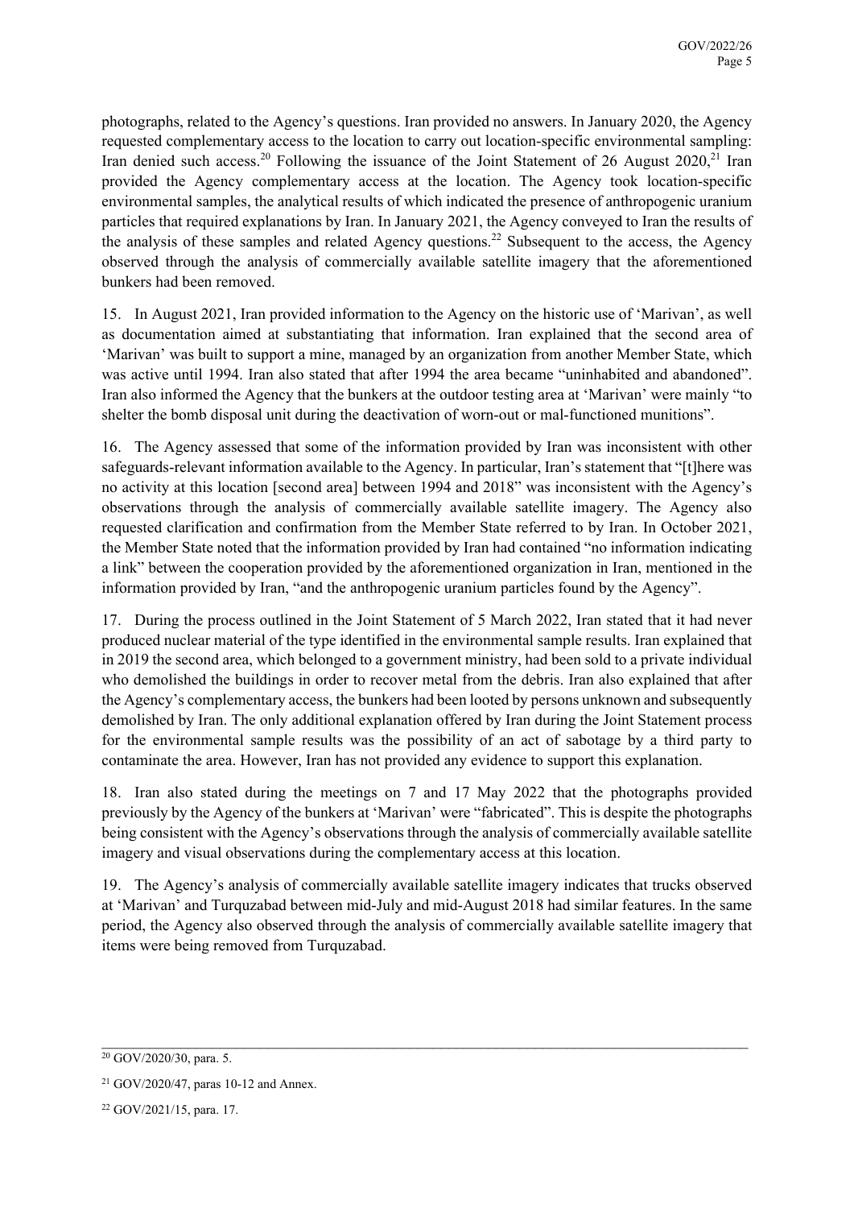photographs, related to the Agency's questions. Iran provided no answers. In January 2020, the Agency requested complementary access to the location to carry out location-specific environmental sampling: Iran denied such access.[20] Following the issuance of the Joint Statement of 26 August 2020,[21] Iran provided the Agency complementary access at the location. The Agency took location-specific environmental samples, the analytical results of which indicated the presence of anthropogenic uranium particles that required explanations by Iran. In January 2021, the Agency conveyed to Iran the results of the analysis of these samples and related Agency questions.[22] Subsequent to the access, the Agency observed through the analysis of commercially available satellite imagery that the aforementioned bunkers had been removed.

15. In August 2021, Iran provided information to the Agency on the historic use of 'Marivan', as well as documentation aimed at substantiating that information. Iran explained that the second area of 'Marivan' was built to support a mine, managed by an organization from another Member State, which was active until 1994. Iran also stated that after 1994 the area became "uninhabited and abandoned". Iran also informed the Agency that the bunkers at the outdoor testing area at 'Marivan' were mainly "to shelter the bomb disposal unit during the deactivation of worn-out or mal-functioned munitions".

16. The Agency assessed that some of the information provided by Iran was inconsistent with other safeguards-relevant information available to the Agency. In particular, Iran's statement that "[t]here was no activity at this location [second area] between 1994 and 2018" was inconsistent with the Agency's observations through the analysis of commercially available satellite imagery. The Agency also requested clarification and confirmation from the Member State referred to by Iran. In October 2021, the Member State noted that the information provided by Iran had contained "no information indicating a link" between the cooperation provided by the aforementioned organization in Iran, mentioned in the information provided by Iran, "and the anthropogenic uranium particles found by the Agency".

17. During the process outlined in the Joint Statement of 5 March 2022, Iran stated that it had never produced nuclear material of the type identified in the environmental sample results. Iran explained that in 2019 the second area, which belonged to a government ministry, had been sold to a private individual who demolished the buildings in order to recover metal from the debris. Iran also explained that after the Agency's complementary access, the bunkers had been looted by persons unknown and subsequently demolished by Iran. The only additional explanation offered by Iran during the Joint Statement process for the environmental sample results was the possibility of an act of sabotage by a third party to contaminate the area. However, Iran has not provided any evidence to support this explanation.

18. Iran also stated during the meetings on 7 and 17 May 2022 that the photographs provided previously by the Agency of the bunkers at 'Marivan' were "fabricated". This is despite the photographs being consistent with the Agency's observations through the analysis of commercially available satellite imagery and visual observations during the complementary access at this location.

19. The Agency's analysis of commercially available satellite imagery indicates that trucks observed at 'Marivan' and Turquzabad between mid-July and mid-August 2018 had similar features. In the same period, the Agency also observed through the analysis of commercially available satellite imagery that items were being removed from Turquzabad.

---

[20] GOV/2020/30, para. 5.

[21] GOV/2020/47, paras 10-12 and Annex.

[22] GOV/2021/15, para. 17.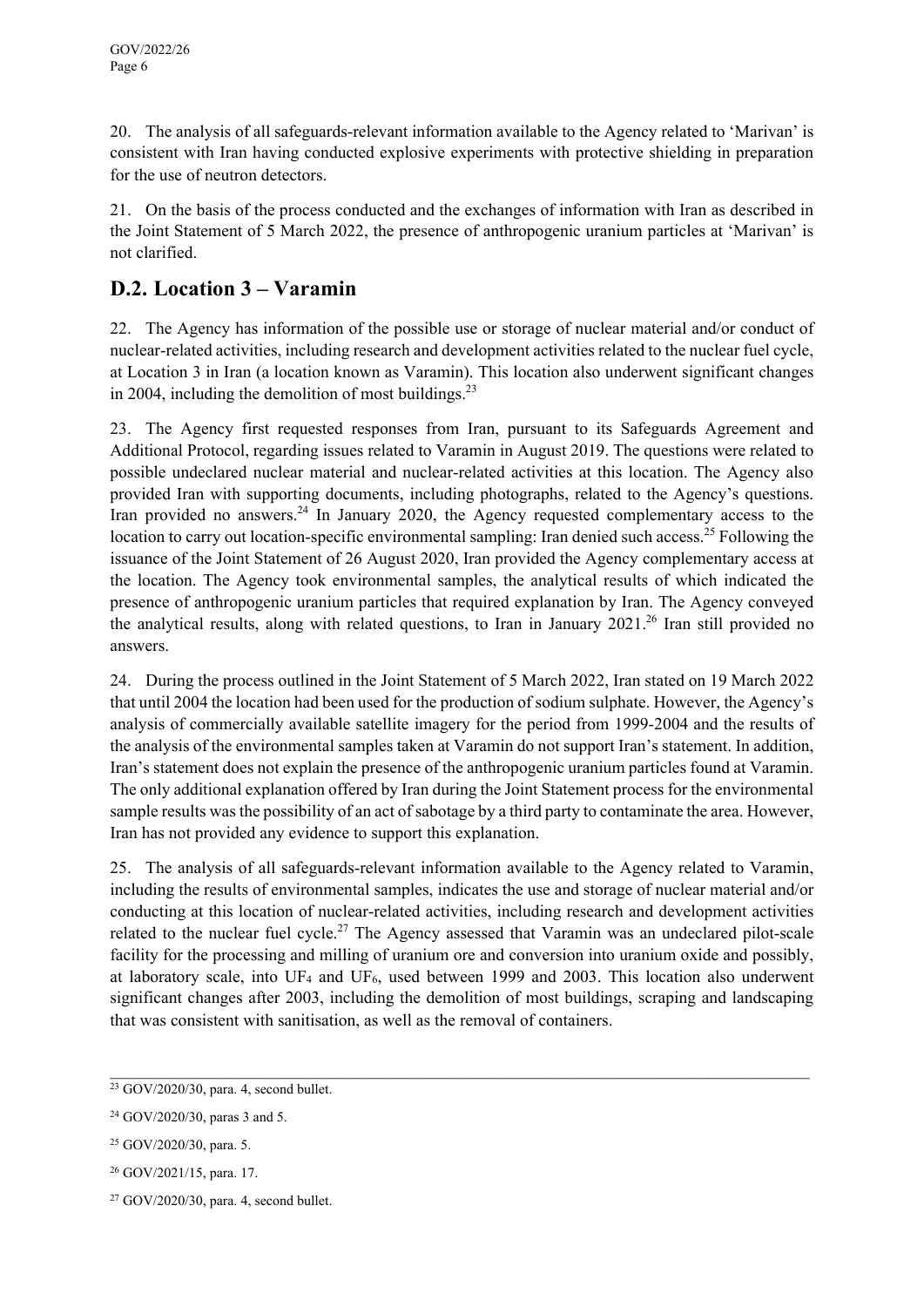20. The analysis of all safeguards-relevant information available to the Agency related to 'Marivan' is consistent with Iran having conducted explosive experiments with protective shielding in preparation for the use of neutron detectors.

21. On the basis of the process conducted and the exchanges of information with Iran as described in the Joint Statement of 5 March 2022, the presence of anthropogenic uranium particles at 'Marivan' is not clarified.

## D.2. Location 3 – Varamin

22. The Agency has information of the possible use or storage of nuclear material and/or conduct of nuclear-related activities, including research and development activities related to the nuclear fuel cycle, at Location 3 in Iran (a location known as Varamin). This location also underwent significant changes in 2004, including the demolition of most buildings.[23]

23. The Agency first requested responses from Iran, pursuant to its Safeguards Agreement and Additional Protocol, regarding issues related to Varamin in August 2019. The questions were related to possible undeclared nuclear material and nuclear-related activities at this location. The Agency also provided Iran with supporting documents, including photographs, related to the Agency's questions. Iran provided no answers.[24] In January 2020, the Agency requested complementary access to the location to carry out location-specific environmental sampling: Iran denied such access.[25] Following the issuance of the Joint Statement of 26 August 2020, Iran provided the Agency complementary access at the location. The Agency took environmental samples, the analytical results of which indicated the presence of anthropogenic uranium particles that required explanation by Iran. The Agency conveyed the analytical results, along with related questions, to Iran in January 2021.[26] Iran still provided no answers.

24. During the process outlined in the Joint Statement of 5 March 2022, Iran stated on 19 March 2022 that until 2004 the location had been used for the production of sodium sulphate. However, the Agency's analysis of commercially available satellite imagery for the period from 1999-2004 and the results of the analysis of the environmental samples taken at Varamin do not support Iran's statement. In addition, Iran's statement does not explain the presence of the anthropogenic uranium particles found at Varamin. The only additional explanation offered by Iran during the Joint Statement process for the environmental sample results was the possibility of an act of sabotage by a third party to contaminate the area. However, Iran has not provided any evidence to support this explanation.

25. The analysis of all safeguards-relevant information available to the Agency related to Varamin, including the results of environmental samples, indicates the use and storage of nuclear material and/or conducting at this location of nuclear-related activities, including research and development activities related to the nuclear fuel cycle.[27] The Agency assessed that Varamin was an undeclared pilot-scale facility for the processing and milling of uranium ore and conversion into uranium oxide and possibly, at laboratory scale, into $UF_4$ and $UF_6$, used between 1999 and 2003. This location also underwent significant changes after 2003, including the demolition of most buildings, scraping and landscaping that was consistent with sanitisation, as well as the removal of containers.

---

[23] GOV/2020/30, para. 4, second bullet.

[24] GOV/2020/30, paras 3 and 5.

[25] GOV/2020/30, para. 5.

[26] GOV/2021/15, para. 17.

[27] GOV/2020/30, para. 4, second bullet.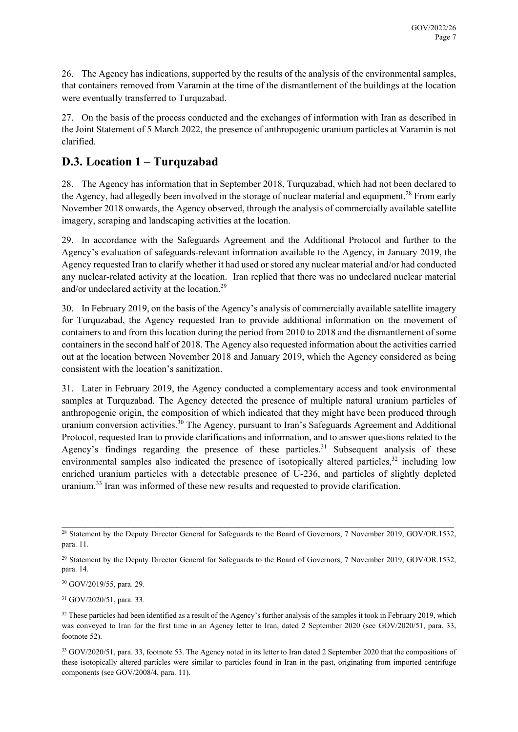26. The Agency has indications, supported by the results of the analysis of the environmental samples, that containers removed from Varamin at the time of the dismantlement of the buildings at the location were eventually transferred to Turquzabad.

27. On the basis of the process conducted and the exchanges of information with Iran as described in the Joint Statement of 5 March 2022, the presence of anthropogenic uranium particles at Varamin is not clarified.

## D.3. Location 1 – Turquzabad

28. The Agency has information that in September 2018, Turquzabad, which had not been declared to the Agency, had allegedly been involved in the storage of nuclear material and equipment.[28] From early November 2018 onwards, the Agency observed, through the analysis of commercially available satellite imagery, scraping and landscaping activities at the location.

29. In accordance with the Safeguards Agreement and the Additional Protocol and further to the Agency's evaluation of safeguards-relevant information available to the Agency, in January 2019, the Agency requested Iran to clarify whether it had used or stored any nuclear material and/or had conducted any nuclear-related activity at the location. Iran replied that there was no undeclared nuclear material and/or undeclared activity at the location.[29]

30. In February 2019, on the basis of the Agency's analysis of commercially available satellite imagery for Turquzabad, the Agency requested Iran to provide additional information on the movement of containers to and from this location during the period from 2010 to 2018 and the dismantlement of some containers in the second half of 2018. The Agency also requested information about the activities carried out at the location between November 2018 and January 2019, which the Agency considered as being consistent with the location's sanitization.

31. Later in February 2019, the Agency conducted a complementary access and took environmental samples at Turquzabad. The Agency detected the presence of multiple natural uranium particles of anthropogenic origin, the composition of which indicated that they might have been produced through uranium conversion activities.[30] The Agency, pursuant to Iran's Safeguards Agreement and Additional Protocol, requested Iran to provide clarifications and information, and to answer questions related to the Agency's findings regarding the presence of these particles.[31] Subsequent analysis of these environmental samples also indicated the presence of isotopically altered particles,[32] including low enriched uranium particles with a detectable presence of U-236, and particles of slightly depleted uranium.[33] Iran was informed of these new results and requested to provide clarification.

---

[28] Statement by the Deputy Director General for Safeguards to the Board of Governors, 7 November 2019, GOV/OR.1532, para. 11.

[29] Statement by the Deputy Director General for Safeguards to the Board of Governors, 7 November 2019, GOV/OR.1532, para. 14.

[30] GOV/2019/55, para. 29.

[31] GOV/2020/51, para. 33.

[32] These particles had been identified as a result of the Agency's further analysis of the samples it took in February 2019, which was conveyed to Iran for the first time in an Agency letter to Iran, dated 2 September 2020 (see GOV/2020/51, para. 33, footnote 52).

[33] GOV/2020/51, para. 33, footnote 53. The Agency noted in its letter to Iran dated 2 September 2020 that the compositions of these isotopically altered particles were similar to particles found in Iran in the past, originating from imported centrifuge components (see GOV/2008/4, para. 11).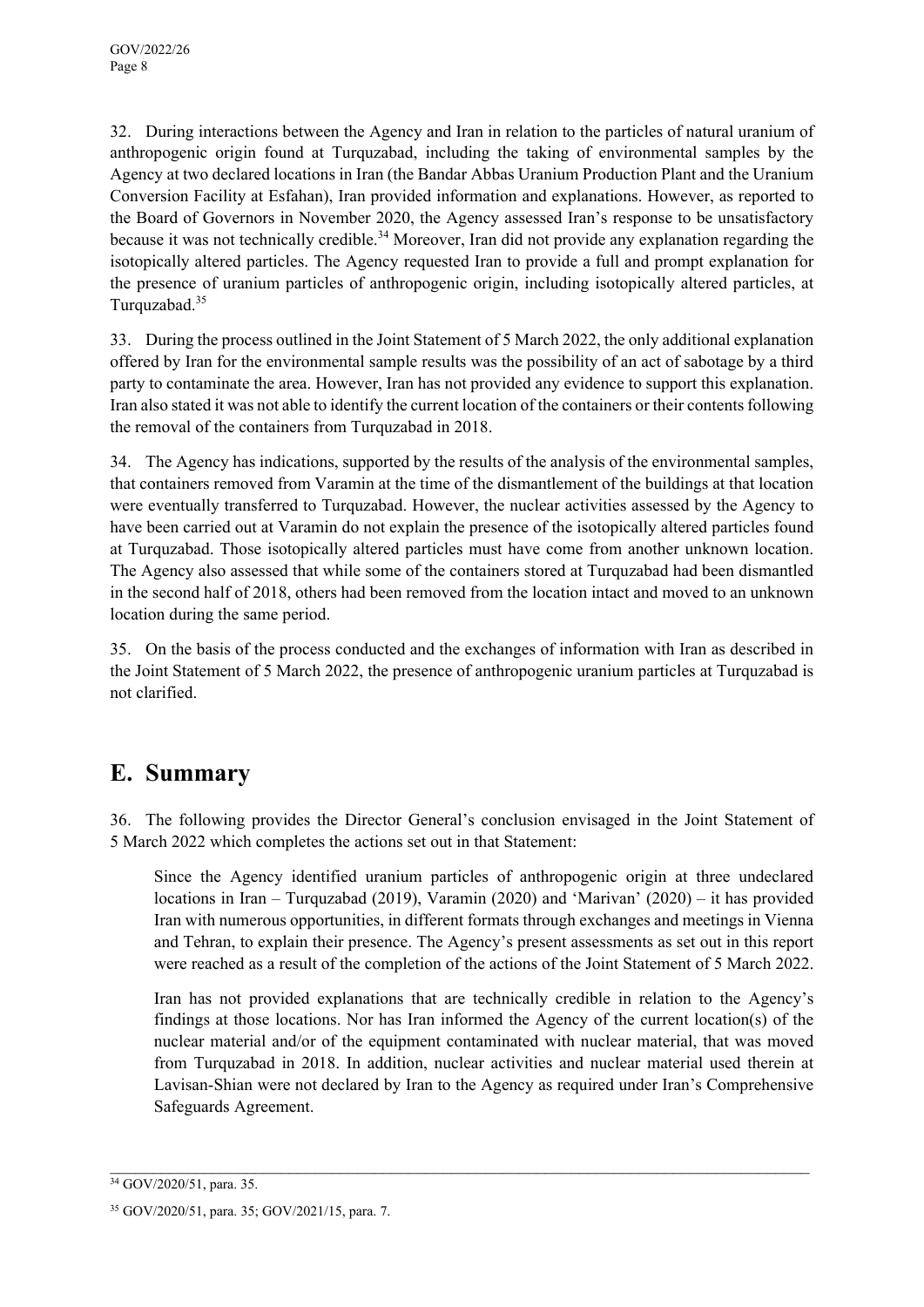32. During interactions between the Agency and Iran in relation to the particles of natural uranium of anthropogenic origin found at Turquzabad, including the taking of environmental samples by the Agency at two declared locations in Iran (the Bandar Abbas Uranium Production Plant and the Uranium Conversion Facility at Esfahan), Iran provided information and explanations. However, as reported to the Board of Governors in November 2020, the Agency assessed Iran's response to be unsatisfactory because it was not technically credible.[34] Moreover, Iran did not provide any explanation regarding the isotopically altered particles. The Agency requested Iran to provide a full and prompt explanation for the presence of uranium particles of anthropogenic origin, including isotopically altered particles, at Turquzabad.[35]

33. During the process outlined in the Joint Statement of 5 March 2022, the only additional explanation offered by Iran for the environmental sample results was the possibility of an act of sabotage by a third party to contaminate the area. However, Iran has not provided any evidence to support this explanation. Iran also stated it was not able to identify the current location of the containers or their contents following the removal of the containers from Turquzabad in 2018.

34. The Agency has indications, supported by the results of the analysis of the environmental samples, that containers removed from Varamin at the time of the dismantlement of the buildings at that location were eventually transferred to Turquzabad. However, the nuclear activities assessed by the Agency to have been carried out at Varamin do not explain the presence of the isotopically altered particles found at Turquzabad. Those isotopically altered particles must have come from another unknown location. The Agency also assessed that while some of the containers stored at Turquzabad had been dismantled in the second half of 2018, others had been removed from the location intact and moved to an unknown location during the same period.

35. On the basis of the process conducted and the exchanges of information with Iran as described in the Joint Statement of 5 March 2022, the presence of anthropogenic uranium particles at Turquzabad is not clarified.

## E. Summary

36. The following provides the Director General's conclusion envisaged in the Joint Statement of 5 March 2022 which completes the actions set out in that Statement:

> Since the Agency identified uranium particles of anthropogenic origin at three undeclared locations in Iran – Turquzabad (2019), Varamin (2020) and 'Marivan' (2020) – it has provided Iran with numerous opportunities, in different formats through exchanges and meetings in Vienna and Tehran, to explain their presence. The Agency's present assessments as set out in this report were reached as a result of the completion of the actions of the Joint Statement of 5 March 2022.
>
> Iran has not provided explanations that are technically credible in relation to the Agency's findings at those locations. Nor has Iran informed the Agency of the current location(s) of the nuclear material and/or of the equipment contaminated with nuclear material, that was moved from Turquzabad in 2018. In addition, nuclear activities and nuclear material used therein at Lavisan-Shian were not declared by Iran to the Agency as required under Iran's Comprehensive Safeguards Agreement.

---

[34] GOV/2020/51, para. 35.

[35] GOV/2020/51, para. 35; GOV/2021/15, para. 7.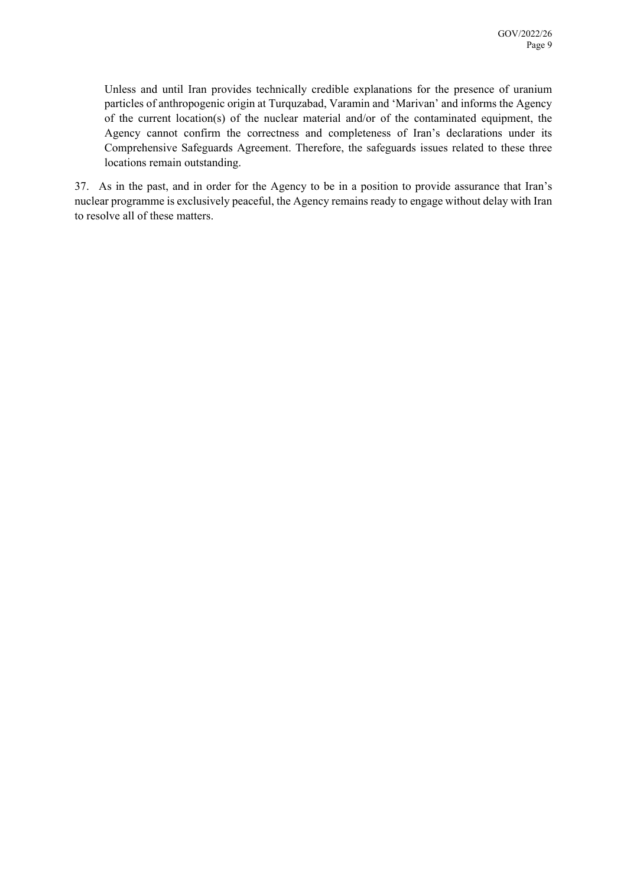Unless and until Iran provides technically credible explanations for the presence of uranium particles of anthropogenic origin at Turquzabad, Varamin and 'Marivan' and informs the Agency of the current location(s) of the nuclear material and/or of the contaminated equipment, the Agency cannot confirm the correctness and completeness of Iran's declarations under its Comprehensive Safeguards Agreement. Therefore, the safeguards issues related to these three locations remain outstanding.

37. As in the past, and in order for the Agency to be in a position to provide assurance that Iran's nuclear programme is exclusively peaceful, the Agency remains ready to engage without delay with Iran to resolve all of these matters.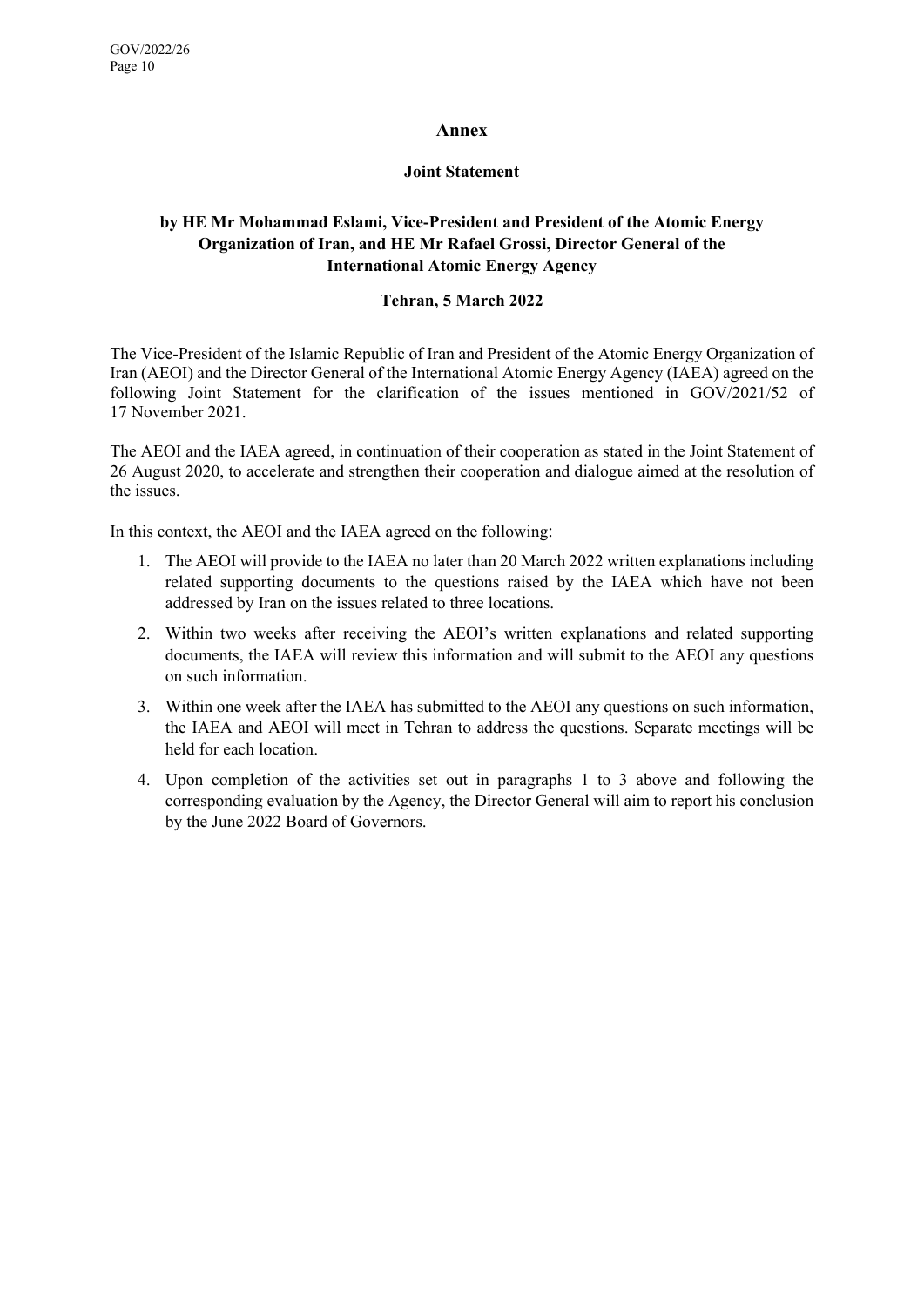# Annex

## Joint Statement

### by HE Mr Mohammad Eslami, Vice-President and President of the Atomic Energy Organization of Iran, and HE Mr Rafael Grossi, Director General of the International Atomic Energy Agency

**Tehran, 5 March 2022**

The Vice-President of the Islamic Republic of Iran and President of the Atomic Energy Organization of Iran (AEOI) and the Director General of the International Atomic Energy Agency (IAEA) agreed on the following Joint Statement for the clarification of the issues mentioned in GOV/2021/52 of 17 November 2021.

The AEOI and the IAEA agreed, in continuation of their cooperation as stated in the Joint Statement of 26 August 2020, to accelerate and strengthen their cooperation and dialogue aimed at the resolution of the issues.

In this context, the AEOI and the IAEA agreed on the following:

1. The AEOI will provide to the IAEA no later than 20 March 2022 written explanations including related supporting documents to the questions raised by the IAEA which have not been addressed by Iran on the issues related to three locations.
2. Within two weeks after receiving the AEOI's written explanations and related supporting documents, the IAEA will review this information and will submit to the AEOI any questions on such information.
3. Within one week after the IAEA has submitted to the AEOI any questions on such information, the IAEA and AEOI will meet in Tehran to address the questions. Separate meetings will be held for each location.
4. Upon completion of the activities set out in paragraphs 1 to 3 above and following the corresponding evaluation by the Agency, the Director General will aim to report his conclusion by the June 2022 Board of Governors.